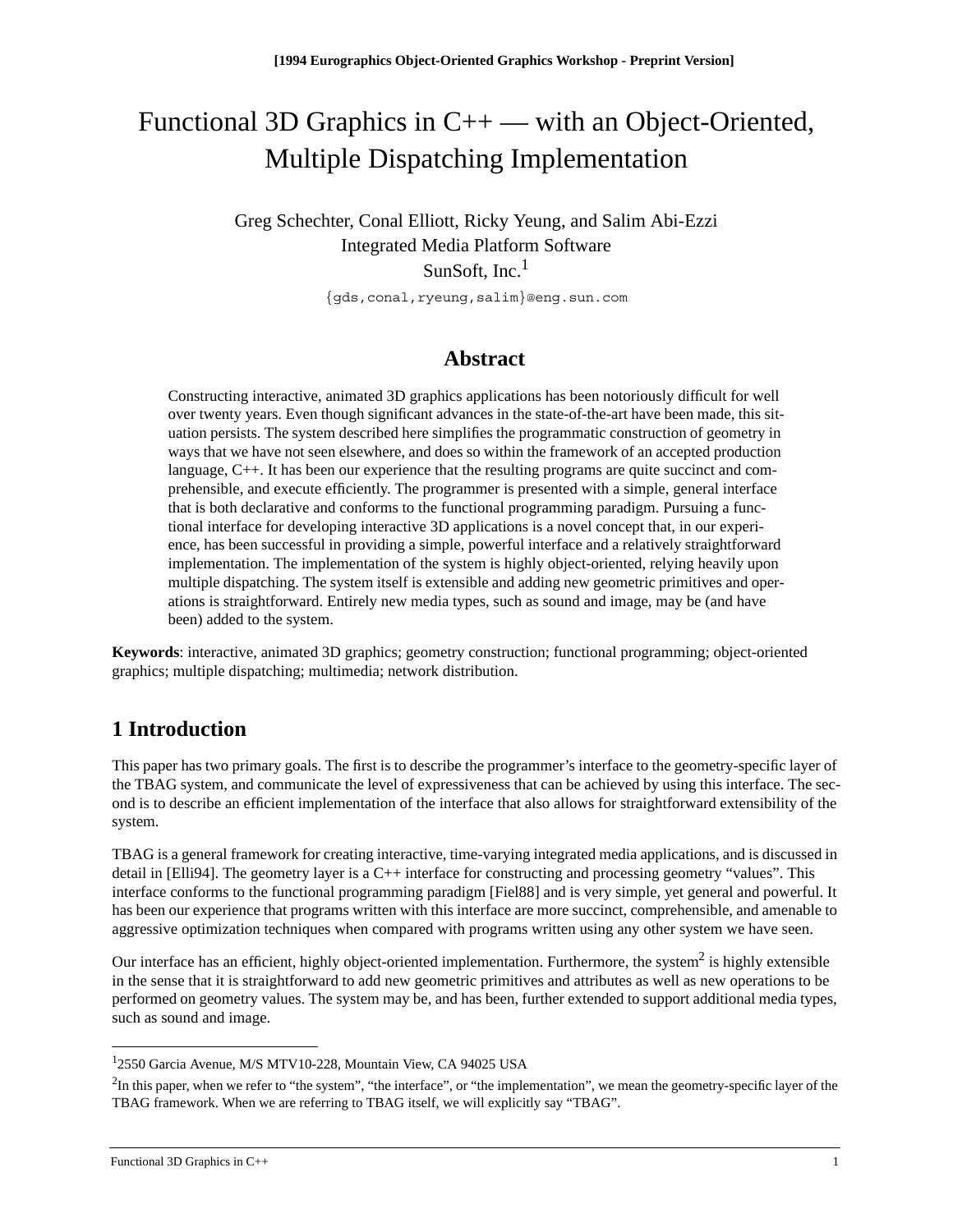[1994 Eurographics Object-Oriented Graphics Workshop - Preprint Version]

# Functional 3D Graphics in C++ — with an Object-Oriented, Multiple Dispatching Implementation

Greg Schechter, Conal Elliott, Ricky Yeung, and Salim Abi-Ezzi
Integrated Media Platform Software
SunSoft, Inc.[1]

{gds,conal,ryeung,salim}@eng.sun.com

## Abstract

Constructing interactive, animated 3D graphics applications has been notoriously difficult for well over twenty years. Even though significant advances in the state-of-the-art have been made, this situation persists. The system described here simplifies the programmatic construction of geometry in ways that we have not seen elsewhere, and does so within the framework of an accepted production language, C++. It has been our experience that the resulting programs are quite succinct and comprehensible, and execute efficiently. The programmer is presented with a simple, general interface that is both declarative and conforms to the functional programming paradigm. Pursuing a functional interface for developing interactive 3D applications is a novel concept that, in our experience, has been successful in providing a simple, powerful interface and a relatively straightforward implementation. The implementation of the system is highly object-oriented, relying heavily upon multiple dispatching. The system itself is extensible and adding new geometric primitives and operations is straightforward. Entirely new media types, such as sound and image, may be (and have been) added to the system.

**Keywords**: interactive, animated 3D graphics; geometry construction; functional programming; object-oriented graphics; multiple dispatching; multimedia; network distribution.

## 1 Introduction

This paper has two primary goals. The first is to describe the programmer's interface to the geometry-specific layer of the TBAG system, and communicate the level of expressiveness that can be achieved by using this interface. The second is to describe an efficient implementation of the interface that also allows for straightforward extensibility of the system.

TBAG is a general framework for creating interactive, time-varying integrated media applications, and is discussed in detail in [Elli94]. The geometry layer is a C++ interface for constructing and processing geometry "values". This interface conforms to the functional programming paradigm [Fiel88] and is very simple, yet general and powerful. It has been our experience that programs written with this interface are more succinct, comprehensible, and amenable to aggressive optimization techniques when compared with programs written using any other system we have seen.

Our interface has an efficient, highly object-oriented implementation. Furthermore, the system[2] is highly extensible in the sense that it is straightforward to add new geometric primitives and attributes as well as new operations to be performed on geometry values. The system may be, and has been, further extended to support additional media types, such as sound and image.

---

[1] 2550 Garcia Avenue, M/S MTV10-228, Mountain View, CA 94025 USA

[2] In this paper, when we refer to "the system", "the interface", or "the implementation", we mean the geometry-specific layer of the TBAG framework. When we are referring to TBAG itself, we will explicitly say "TBAG".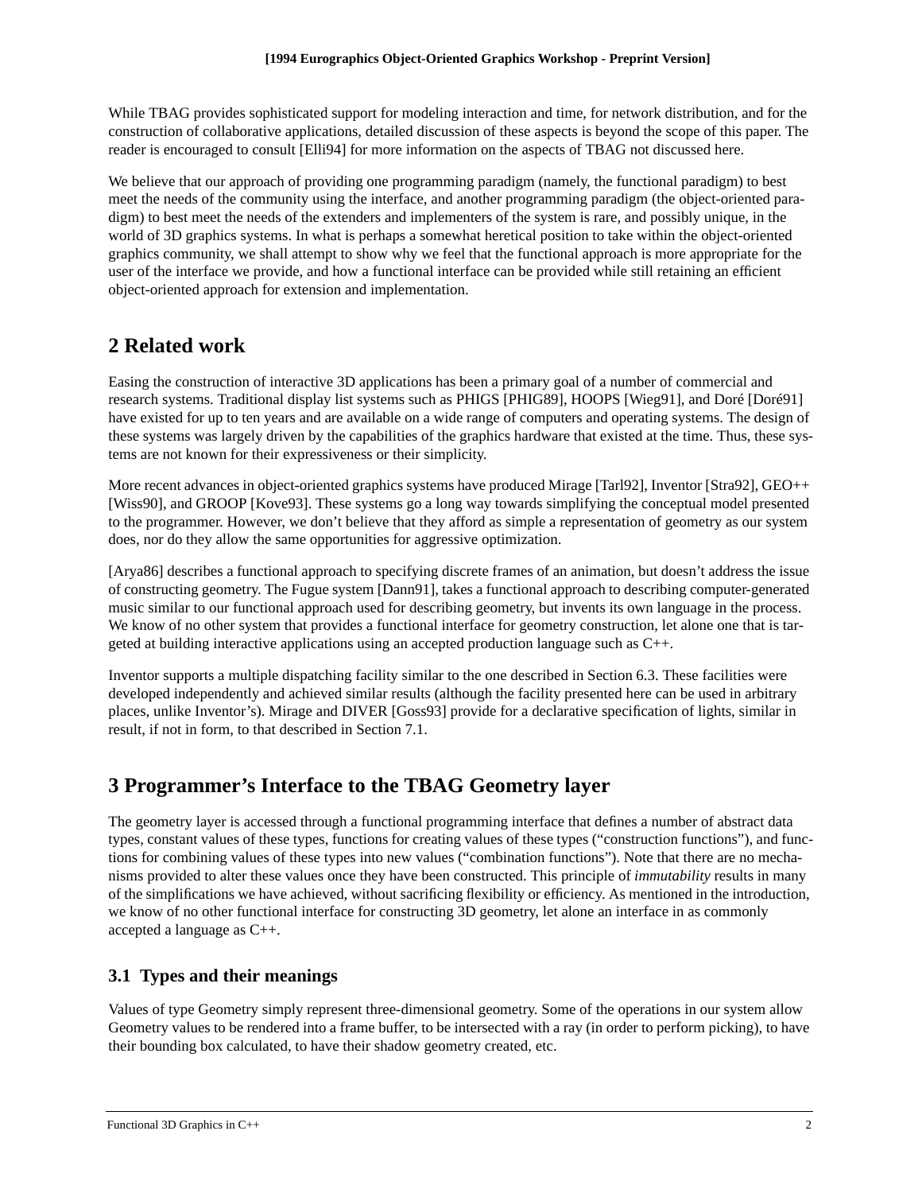While TBAG provides sophisticated support for modeling interaction and time, for network distribution, and for the construction of collaborative applications, detailed discussion of these aspects is beyond the scope of this paper. The reader is encouraged to consult [Elli94] for more information on the aspects of TBAG not discussed here.

We believe that our approach of providing one programming paradigm (namely, the functional paradigm) to best meet the needs of the community using the interface, and another programming paradigm (the object-oriented paradigm) to best meet the needs of the extenders and implementers of the system is rare, and possibly unique, in the world of 3D graphics systems. In what is perhaps a somewhat heretical position to take within the object-oriented graphics community, we shall attempt to show why we feel that the functional approach is more appropriate for the user of the interface we provide, and how a functional interface can be provided while still retaining an efficient object-oriented approach for extension and implementation.

# 2 Related work

Easing the construction of interactive 3D applications has been a primary goal of a number of commercial and research systems. Traditional display list systems such as PHIGS [PHIG89], HOOPS [Wieg91], and Doré [Doré91] have existed for up to ten years and are available on a wide range of computers and operating systems. The design of these systems was largely driven by the capabilities of the graphics hardware that existed at the time. Thus, these systems are not known for their expressiveness or their simplicity.

More recent advances in object-oriented graphics systems have produced Mirage [Tarl92], Inventor [Stra92], GEO++ [Wiss90], and GROOP [Kove93]. These systems go a long way towards simplifying the conceptual model presented to the programmer. However, we don't believe that they afford as simple a representation of geometry as our system does, nor do they allow the same opportunities for aggressive optimization.

[Arya86] describes a functional approach to specifying discrete frames of an animation, but doesn't address the issue of constructing geometry. The Fugue system [Dann91], takes a functional approach to describing computer-generated music similar to our functional approach used for describing geometry, but invents its own language in the process. We know of no other system that provides a functional interface for geometry construction, let alone one that is targeted at building interactive applications using an accepted production language such as C++.

Inventor supports a multiple dispatching facility similar to the one described in Section 6.3. These facilities were developed independently and achieved similar results (although the facility presented here can be used in arbitrary places, unlike Inventor's). Mirage and DIVER [Goss93] provide for a declarative specification of lights, similar in result, if not in form, to that described in Section 7.1.

# 3 Programmer's Interface to the TBAG Geometry layer

The geometry layer is accessed through a functional programming interface that defines a number of abstract data types, constant values of these types, functions for creating values of these types ("construction functions"), and functions for combining values of these types into new values ("combination functions"). Note that there are no mechanisms provided to alter these values once they have been constructed. This principle of *immutability* results in many of the simplifications we have achieved, without sacrificing flexibility or efficiency. As mentioned in the introduction, we know of no other functional interface for constructing 3D geometry, let alone an interface in as commonly accepted a language as C++.

## 3.1 Types and their meanings

Values of type Geometry simply represent three-dimensional geometry. Some of the operations in our system allow Geometry values to be rendered into a frame buffer, to be intersected with a ray (in order to perform picking), to have their bounding box calculated, to have their shadow geometry created, etc.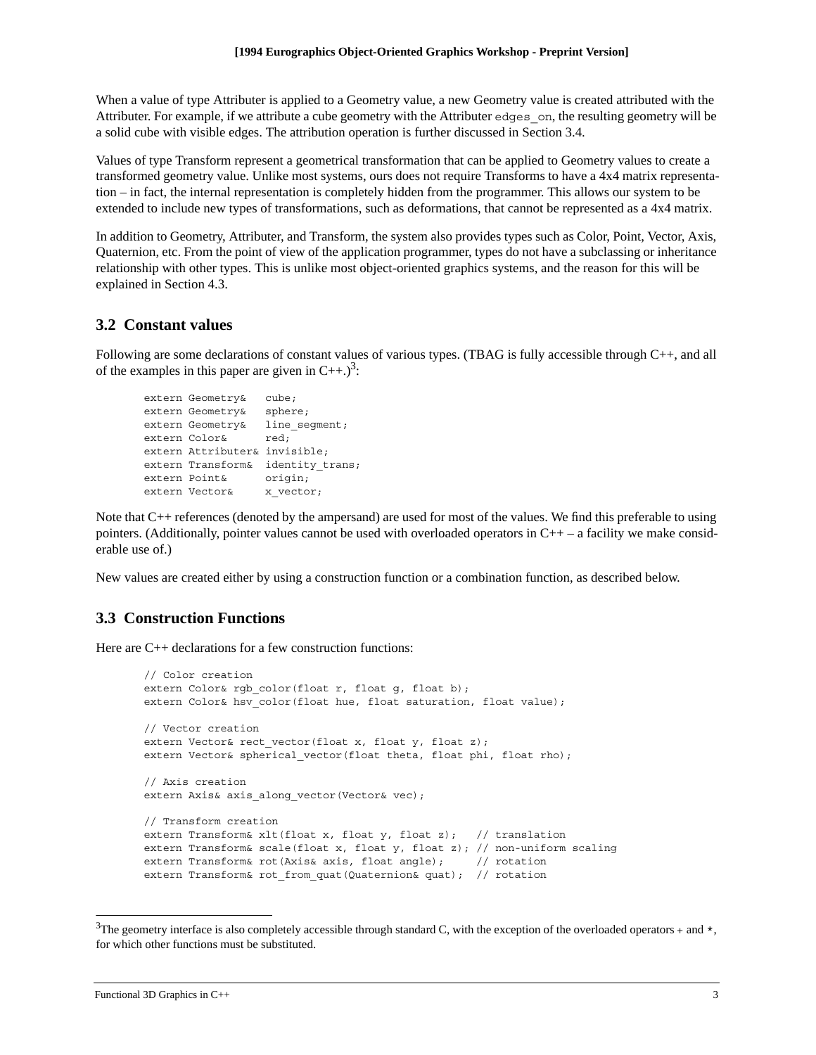When a value of type Attributer is applied to a Geometry value, a new Geometry value is created attributed with the Attributer. For example, if we attribute a cube geometry with the Attributer `edges_on`, the resulting geometry will be a solid cube with visible edges. The attribution operation is further discussed in Section 3.4.

Values of type Transform represent a geometrical transformation that can be applied to Geometry values to create a transformed geometry value. Unlike most systems, ours does not require Transforms to have a 4x4 matrix representation – in fact, the internal representation is completely hidden from the programmer. This allows our system to be extended to include new types of transformations, such as deformations, that cannot be represented as a 4x4 matrix.

In addition to Geometry, Attributer, and Transform, the system also provides types such as Color, Point, Vector, Axis, Quaternion, etc. From the point of view of the application programmer, types do not have a subclassing or inheritance relationship with other types. This is unlike most object-oriented graphics systems, and the reason for this will be explained in Section 4.3.

## 3.2 Constant values

Following are some declarations of constant values of various types. (TBAG is fully accessible through C++, and all of the examples in this paper are given in C++.)[3]:

```
extern Geometry&   cube;
extern Geometry&   sphere;
extern Geometry&   line_segment;
extern Color&      red;
extern Attributer& invisible;
extern Transform&  identity_trans;
extern Point&      origin;
extern Vector&     x_vector;
```

Note that C++ references (denoted by the ampersand) are used for most of the values. We find this preferable to using pointers. (Additionally, pointer values cannot be used with overloaded operators in C++ – a facility we make considerable use of.)

New values are created either by using a construction function or a combination function, as described below.

## 3.3 Construction Functions

Here are C++ declarations for a few construction functions:

```
// Color creation
extern Color& rgb_color(float r, float g, float b);
extern Color& hsv_color(float hue, float saturation, float value);

// Vector creation
extern Vector& rect_vector(float x, float y, float z);
extern Vector& spherical_vector(float theta, float phi, float rho);

// Axis creation
extern Axis& axis_along_vector(Vector& vec);

// Transform creation
extern Transform& xlt(float x, float y, float z);   // translation
extern Transform& scale(float x, float y, float z); // non-uniform scaling
extern Transform& rot(Axis& axis, float angle);     // rotation
extern Transform& rot_from_quat(Quaternion& quat);  // rotation
```

[3] The geometry interface is also completely accessible through standard C, with the exception of the overloaded operators + and *, for which other functions must be substituted.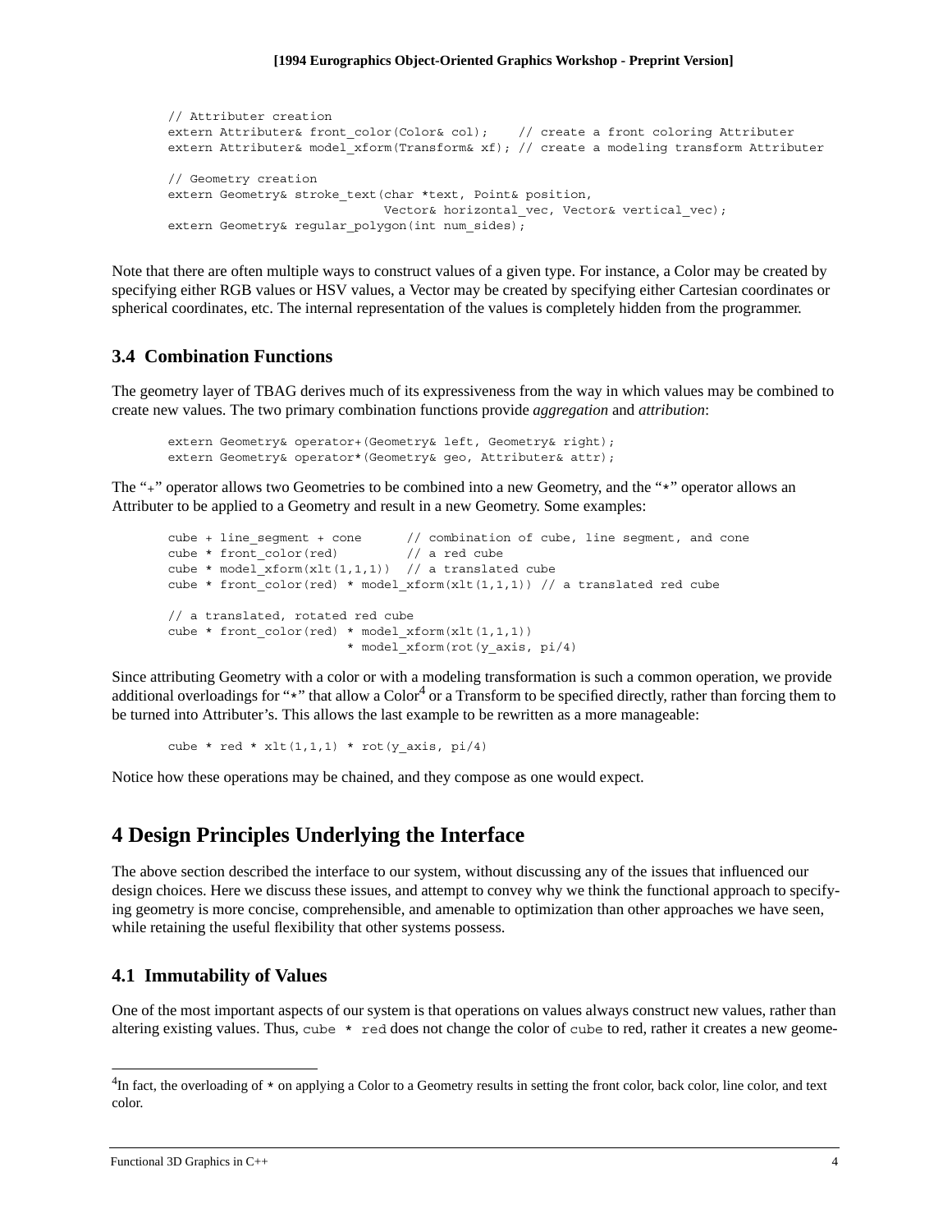```
// Attributer creation
extern Attributer& front_color(Color& col);    // create a front coloring Attributer
extern Attributer& model_xform(Transform& xf); // create a modeling transform Attributer

// Geometry creation
extern Geometry& stroke_text(char *text, Point& position,
                             Vector& horizontal_vec, Vector& vertical_vec);
extern Geometry& regular_polygon(int num_sides);
```

Note that there are often multiple ways to construct values of a given type. For instance, a Color may be created by specifying either RGB values or HSV values, a Vector may be created by specifying either Cartesian coordinates or spherical coordinates, etc. The internal representation of the values is completely hidden from the programmer.

### 3.4 Combination Functions

The geometry layer of TBAG derives much of its expressiveness from the way in which values may be combined to create new values. The two primary combination functions provide *aggregation* and *attribution*:

```
extern Geometry& operator+(Geometry& left, Geometry& right);
extern Geometry& operator*(Geometry& geo, Attributer& attr);
```

The "+" operator allows two Geometries to be combined into a new Geometry, and the "*" operator allows an Attributer to be applied to a Geometry and result in a new Geometry. Some examples:

```
cube + line_segment + cone      // combination of cube, line segment, and cone
cube * front_color(red)         // a red cube
cube * model_xform(xlt(1,1,1))  // a translated cube
cube * front_color(red) * model_xform(xlt(1,1,1)) // a translated red cube

// a translated, rotated red cube
cube * front_color(red) * model_xform(xlt(1,1,1))
                        * model_xform(rot(y_axis, pi/4)
```

Since attributing Geometry with a color or with a modeling transformation is such a common operation, we provide additional overloadings for "*" that allow a Color[4] or a Transform to be specified directly, rather than forcing them to be turned into Attributer's. This allows the last example to be rewritten as a more manageable:

```
cube * red * xlt(1,1,1) * rot(y_axis, pi/4)
```

Notice how these operations may be chained, and they compose as one would expect.

## 4 Design Principles Underlying the Interface

The above section described the interface to our system, without discussing any of the issues that influenced our design choices. Here we discuss these issues, and attempt to convey why we think the functional approach to specifying geometry is more concise, comprehensible, and amenable to optimization than other approaches we have seen, while retaining the useful flexibility that other systems possess.

### 4.1 Immutability of Values

One of the most important aspects of our system is that operations on values always construct new values, rather than altering existing values. Thus, `cube * red` does not change the color of `cube` to red, rather it creates a new geome-

[4] In fact, the overloading of * on applying a Color to a Geometry results in setting the front color, back color, line color, and text color.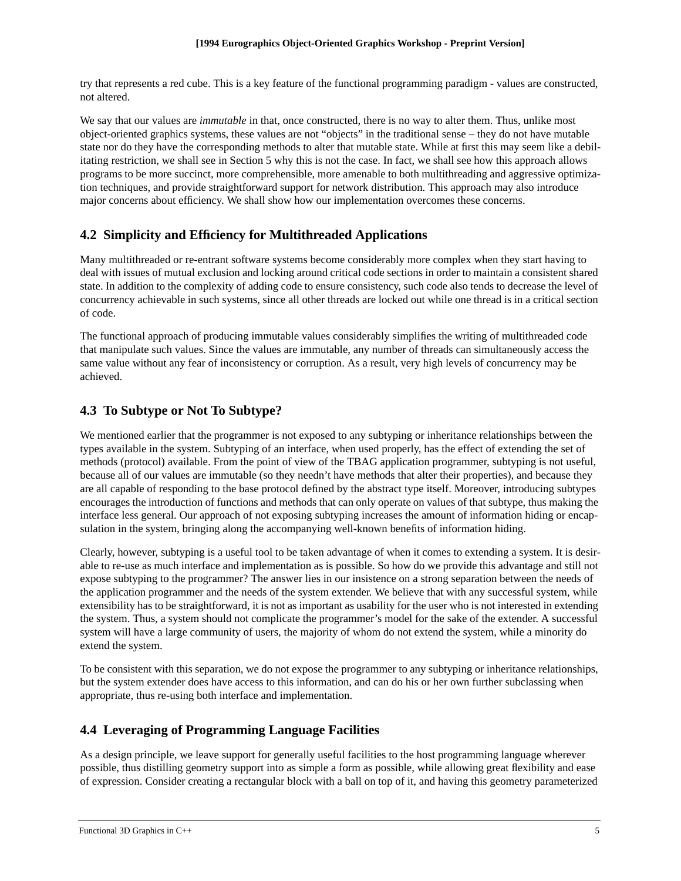try that represents a red cube. This is a key feature of the functional programming paradigm - values are constructed, not altered.

We say that our values are *immutable* in that, once constructed, there is no way to alter them. Thus, unlike most object-oriented graphics systems, these values are not "objects" in the traditional sense – they do not have mutable state nor do they have the corresponding methods to alter that mutable state. While at first this may seem like a debilitating restriction, we shall see in Section 5 why this is not the case. In fact, we shall see how this approach allows programs to be more succinct, more comprehensible, more amenable to both multithreading and aggressive optimization techniques, and provide straightforward support for network distribution. This approach may also introduce major concerns about efficiency. We shall show how our implementation overcomes these concerns.

## 4.2 Simplicity and Efficiency for Multithreaded Applications

Many multithreaded or re-entrant software systems become considerably more complex when they start having to deal with issues of mutual exclusion and locking around critical code sections in order to maintain a consistent shared state. In addition to the complexity of adding code to ensure consistency, such code also tends to decrease the level of concurrency achievable in such systems, since all other threads are locked out while one thread is in a critical section of code.

The functional approach of producing immutable values considerably simplifies the writing of multithreaded code that manipulate such values. Since the values are immutable, any number of threads can simultaneously access the same value without any fear of inconsistency or corruption. As a result, very high levels of concurrency may be achieved.

## 4.3 To Subtype or Not To Subtype?

We mentioned earlier that the programmer is not exposed to any subtyping or inheritance relationships between the types available in the system. Subtyping of an interface, when used properly, has the effect of extending the set of methods (protocol) available. From the point of view of the TBAG application programmer, subtyping is not useful, because all of our values are immutable (so they needn't have methods that alter their properties), and because they are all capable of responding to the base protocol defined by the abstract type itself. Moreover, introducing subtypes encourages the introduction of functions and methods that can only operate on values of that subtype, thus making the interface less general. Our approach of not exposing subtyping increases the amount of information hiding or encapsulation in the system, bringing along the accompanying well-known benefits of information hiding.

Clearly, however, subtyping is a useful tool to be taken advantage of when it comes to extending a system. It is desirable to re-use as much interface and implementation as is possible. So how do we provide this advantage and still not expose subtyping to the programmer? The answer lies in our insistence on a strong separation between the needs of the application programmer and the needs of the system extender. We believe that with any successful system, while extensibility has to be straightforward, it is not as important as usability for the user who is not interested in extending the system. Thus, a system should not complicate the programmer's model for the sake of the extender. A successful system will have a large community of users, the majority of whom do not extend the system, while a minority do extend the system.

To be consistent with this separation, we do not expose the programmer to any subtyping or inheritance relationships, but the system extender does have access to this information, and can do his or her own further subclassing when appropriate, thus re-using both interface and implementation.

## 4.4 Leveraging of Programming Language Facilities

As a design principle, we leave support for generally useful facilities to the host programming language wherever possible, thus distilling geometry support into as simple a form as possible, while allowing great flexibility and ease of expression. Consider creating a rectangular block with a ball on top of it, and having this geometry parameterized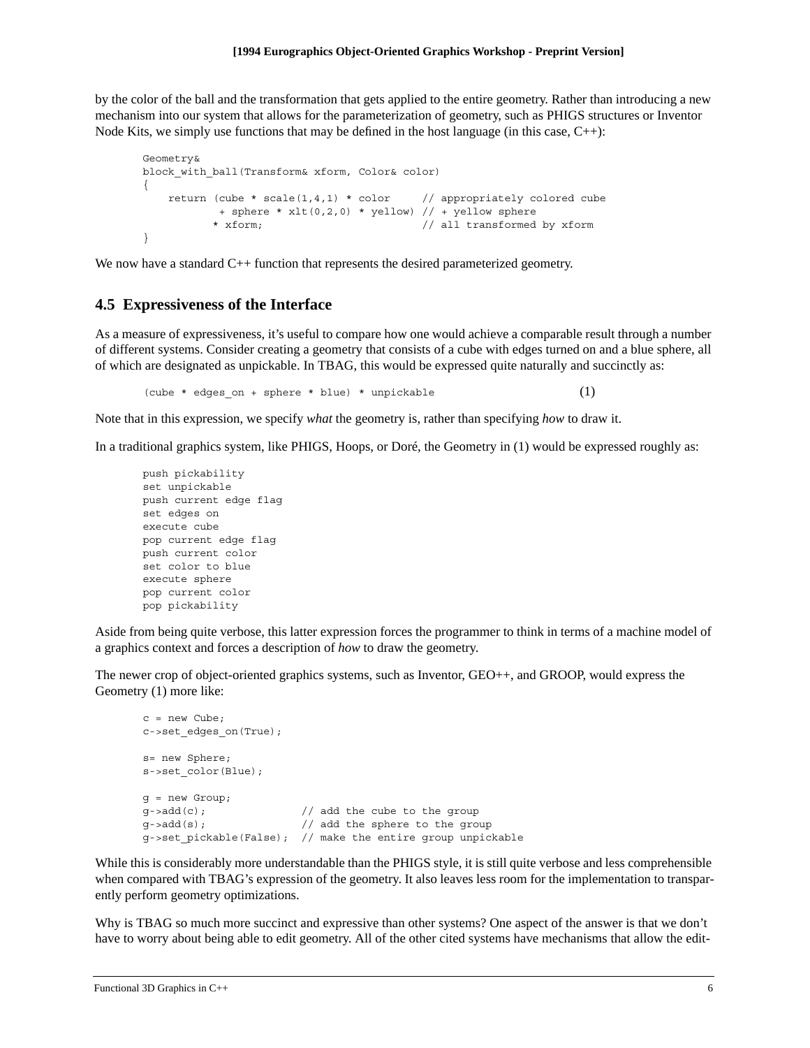by the color of the ball and the transformation that gets applied to the entire geometry. Rather than introducing a new mechanism into our system that allows for the parameterization of geometry, such as PHIGS structures or Inventor Node Kits, we simply use functions that may be defined in the host language (in this case, C++):

```
Geometry&
block_with_ball(Transform& xform, Color& color)
{
    return (cube * scale(1,4,1) * color     // appropriately colored cube
            + sphere * xlt(0,2,0) * yellow) // + yellow sphere
           * xform;                         // all transformed by xform
}
```

We now have a standard C++ function that represents the desired parameterized geometry.

## 4.5 Expressiveness of the Interface

As a measure of expressiveness, it's useful to compare how one would achieve a comparable result through a number of different systems. Consider creating a geometry that consists of a cube with edges turned on and a blue sphere, all of which are designated as unpickable. In TBAG, this would be expressed quite naturally and succinctly as:

```
(cube * edges_on + sphere * blue) * unpickable                    (1)
```

Note that in this expression, we specify *what* the geometry is, rather than specifying *how* to draw it.

In a traditional graphics system, like PHIGS, Hoops, or Doré, the Geometry in (1) would be expressed roughly as:

```
push pickability
set unpickable
push current edge flag
set edges on
execute cube
pop current edge flag
push current color
set color to blue
execute sphere
pop current color
pop pickability
```

Aside from being quite verbose, this latter expression forces the programmer to think in terms of a machine model of a graphics context and forces a description of *how* to draw the geometry.

The newer crop of object-oriented graphics systems, such as Inventor, GEO++, and GROOP, would express the Geometry (1) more like:

```
c = new Cube;
c->set_edges_on(True);

s= new Sphere;
s->set_color(Blue);

g = new Group;
g->add(c);              // add the cube to the group
g->add(s);              // add the sphere to the group
g->set_pickable(False); // make the entire group unpickable
```

While this is considerably more understandable than the PHIGS style, it is still quite verbose and less comprehensible when compared with TBAG's expression of the geometry. It also leaves less room for the implementation to transparently perform geometry optimizations.

Why is TBAG so much more succinct and expressive than other systems? One aspect of the answer is that we don't have to worry about being able to edit geometry. All of the other cited systems have mechanisms that allow the edit-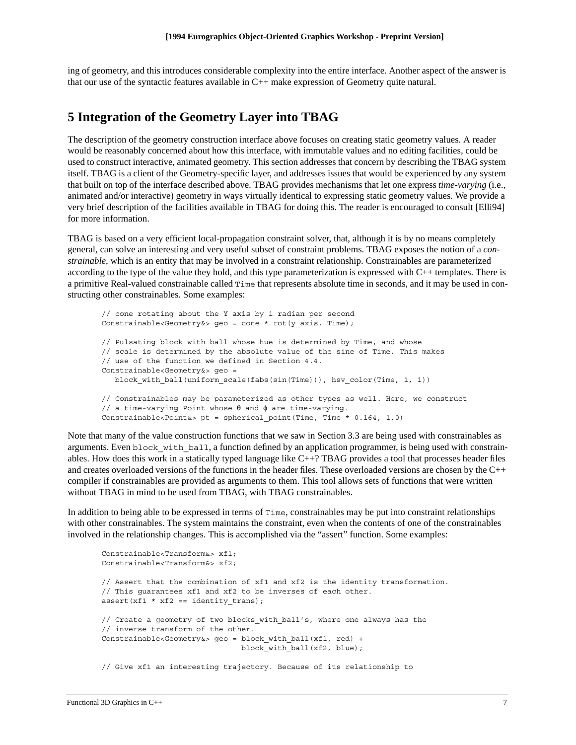ing of geometry, and this introduces considerable complexity into the entire interface. Another aspect of the answer is that our use of the syntactic features available in C++ make expression of Geometry quite natural.

## 5 Integration of the Geometry Layer into TBAG

The description of the geometry construction interface above focuses on creating static geometry values. A reader would be reasonably concerned about how this interface, with immutable values and no editing facilities, could be used to construct interactive, animated geometry. This section addresses that concern by describing the TBAG system itself. TBAG is a client of the Geometry-specific layer, and addresses issues that would be experienced by any system that built on top of the interface described above. TBAG provides mechanisms that let one express *time-varying* (i.e., animated and/or interactive) geometry in ways virtually identical to expressing static geometry values. We provide a very brief description of the facilities available in TBAG for doing this. The reader is encouraged to consult [Elli94] for more information.

TBAG is based on a very efficient local-propagation constraint solver, that, although it is by no means completely general, can solve an interesting and very useful subset of constraint problems. TBAG exposes the notion of a *constrainable*, which is an entity that may be involved in a constraint relationship. Constrainables are parameterized according to the type of the value they hold, and this type parameterization is expressed with C++ templates. There is a primitive Real-valued constrainable called `Time` that represents absolute time in seconds, and it may be used in constructing other constrainables. Some examples:

```
// cone rotating about the Y axis by 1 radian per second
Constrainable<Geometry&> geo = cone * rot(y_axis, Time);

// Pulsating block with ball whose hue is determined by Time, and whose
// scale is determined by the absolute value of the sine of Time. This makes
// use of the function we defined in Section 4.4.
Constrainable<Geometry&> geo =
   block_with_ball(uniform_scale(fabs(sin(Time))), hsv_color(Time, 1, 1))

// Constrainables may be parameterized as other types as well. Here, we construct
// a time-varying Point whose θ and ϕ are time-varying.
Constrainable<Point&> pt = spherical_point(Time, Time * 0.164, 1.0)
```

Note that many of the value construction functions that we saw in Section 3.3 are being used with constrainables as arguments. Even `block_with_ball`, a function defined by an application programmer, is being used with constrainables. How does this work in a statically typed language like C++? TBAG provides a tool that processes header files and creates overloaded versions of the functions in the header files. These overloaded versions are chosen by the C++ compiler if constrainables are provided as arguments to them. This tool allows sets of functions that were written without TBAG in mind to be used from TBAG, with TBAG constrainables.

In addition to being able to be expressed in terms of `Time`, constrainables may be put into constraint relationships with other constrainables. The system maintains the constraint, even when the contents of one of the constrainables involved in the relationship changes. This is accomplished via the "assert" function. Some examples:

```
Constrainable<Transform&> xf1;
Constrainable<Transform&> xf2;

// Assert that the combination of xf1 and xf2 is the identity transformation.
// This guarantees xf1 and xf2 to be inverses of each other.
assert(xf1 * xf2 == identity_trans);

// Create a geometry of two blocks_with_ball's, where one always has the
// inverse transform of the other.
Constrainable<Geometry&> geo = block_with_ball(xf1, red) +
                               block_with_ball(xf2, blue);

// Give xf1 an interesting trajectory. Because of its relationship to
```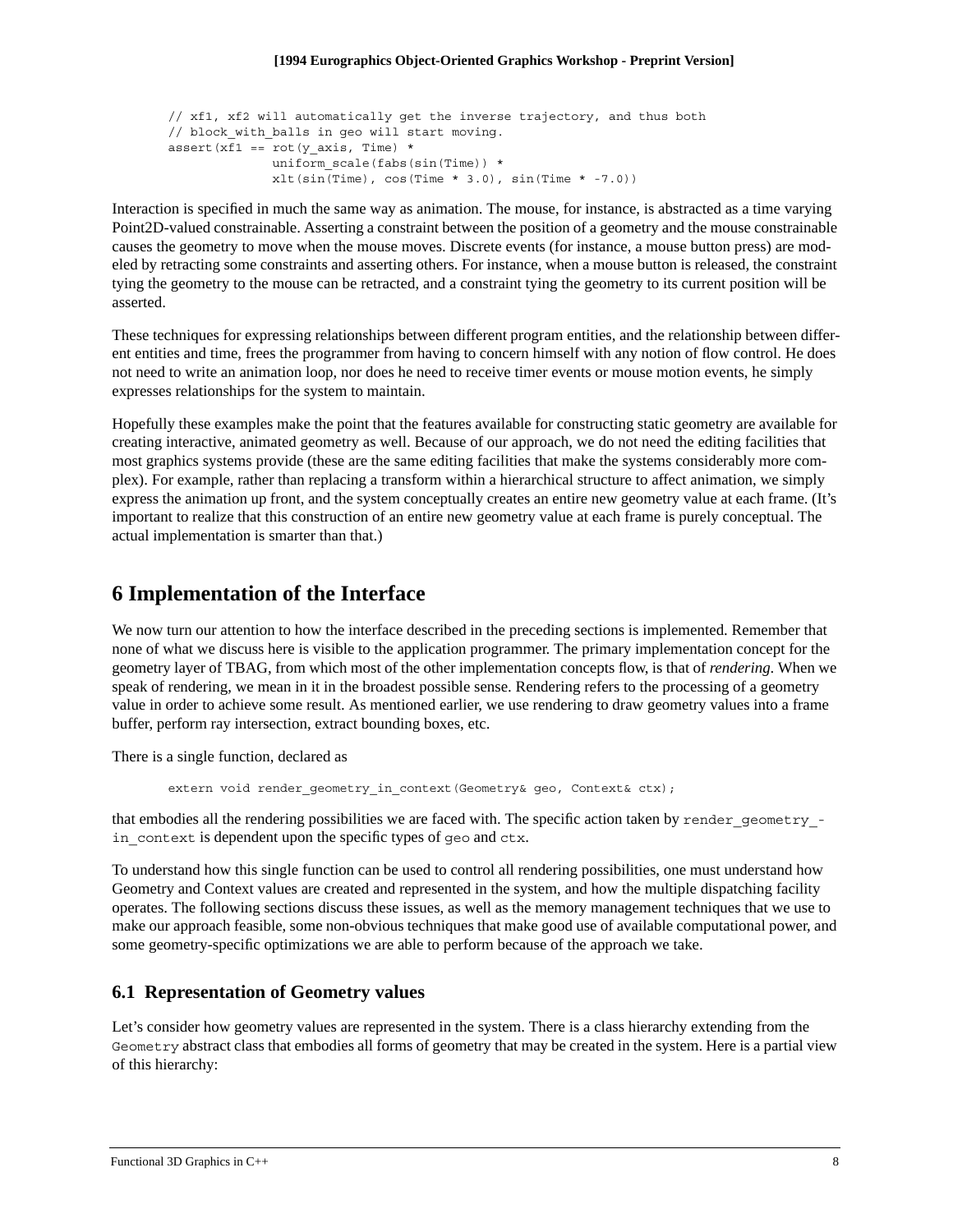```
// xf1, xf2 will automatically get the inverse trajectory, and thus both
// block_with_balls in geo will start moving.
assert(xf1 == rot(y_axis, Time) *
              uniform_scale(fabs(sin(Time)) *
              xlt(sin(Time), cos(Time * 3.0), sin(Time * -7.0))
```

Interaction is specified in much the same way as animation. The mouse, for instance, is abstracted as a time varying Point2D-valued constrainable. Asserting a constraint between the position of a geometry and the mouse constrainable causes the geometry to move when the mouse moves. Discrete events (for instance, a mouse button press) are modeled by retracting some constraints and asserting others. For instance, when a mouse button is released, the constraint tying the geometry to the mouse can be retracted, and a constraint tying the geometry to its current position will be asserted.

These techniques for expressing relationships between different program entities, and the relationship between different entities and time, frees the programmer from having to concern himself with any notion of flow control. He does not need to write an animation loop, nor does he need to receive timer events or mouse motion events, he simply expresses relationships for the system to maintain.

Hopefully these examples make the point that the features available for constructing static geometry are available for creating interactive, animated geometry as well. Because of our approach, we do not need the editing facilities that most graphics systems provide (these are the same editing facilities that make the systems considerably more complex). For example, rather than replacing a transform within a hierarchical structure to affect animation, we simply express the animation up front, and the system conceptually creates an entire new geometry value at each frame. (It's important to realize that this construction of an entire new geometry value at each frame is purely conceptual. The actual implementation is smarter than that.)

# 6 Implementation of the Interface

We now turn our attention to how the interface described in the preceding sections is implemented. Remember that none of what we discuss here is visible to the application programmer. The primary implementation concept for the geometry layer of TBAG, from which most of the other implementation concepts flow, is that of *rendering*. When we speak of rendering, we mean in it in the broadest possible sense. Rendering refers to the processing of a geometry value in order to achieve some result. As mentioned earlier, we use rendering to draw geometry values into a frame buffer, perform ray intersection, extract bounding boxes, etc.

There is a single function, declared as

```
extern void render_geometry_in_context(Geometry& geo, Context& ctx);
```

that embodies all the rendering possibilities we are faced with. The specific action taken by `render_geometry_in_context` is dependent upon the specific types of `geo` and `ctx`.

To understand how this single function can be used to control all rendering possibilities, one must understand how Geometry and Context values are created and represented in the system, and how the multiple dispatching facility operates. The following sections discuss these issues, as well as the memory management techniques that we use to make our approach feasible, some non-obvious techniques that make good use of available computational power, and some geometry-specific optimizations we are able to perform because of the approach we take.

## 6.1 Representation of Geometry values

Let's consider how geometry values are represented in the system. There is a class hierarchy extending from the `Geometry` abstract class that embodies all forms of geometry that may be created in the system. Here is a partial view of this hierarchy: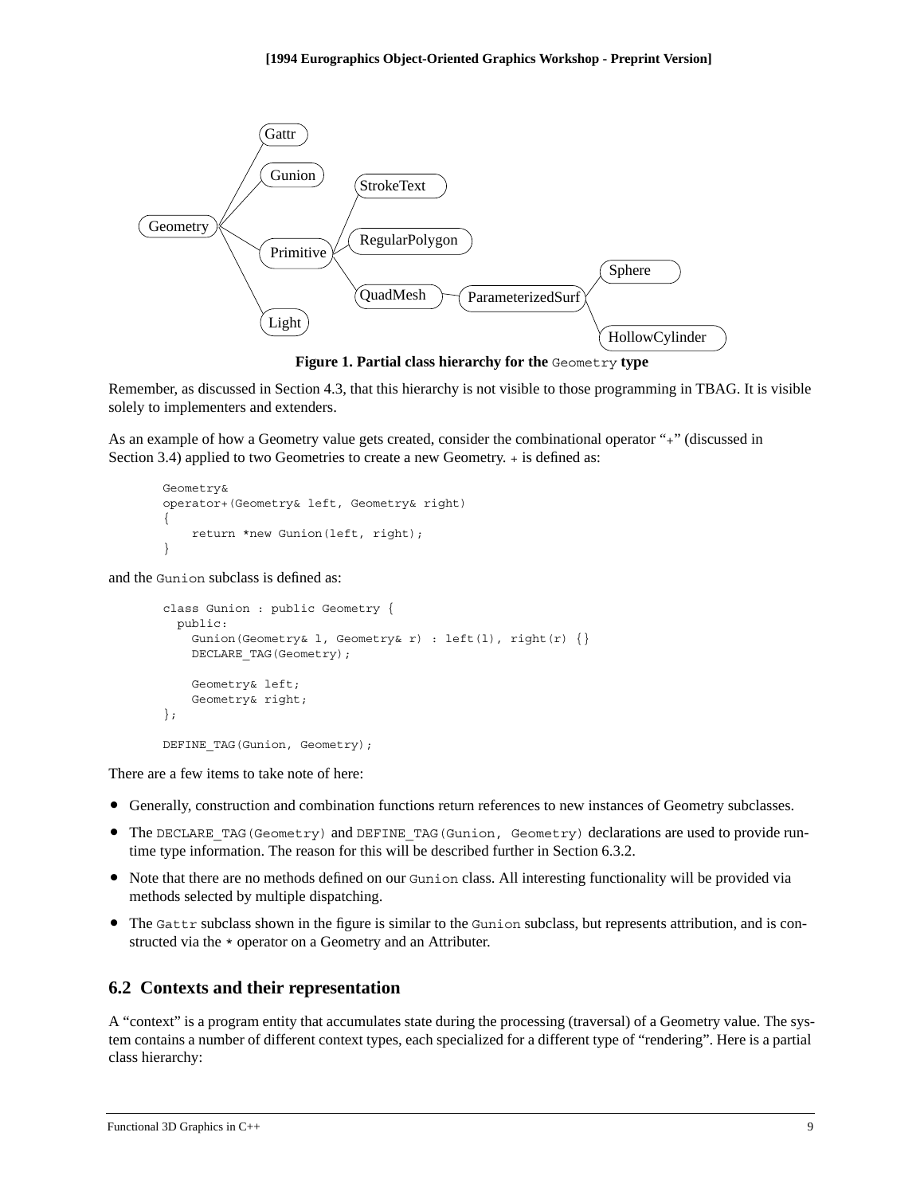Figure 1. Partial class hierarchy for the `Geometry` type

Remember, as discussed in Section 4.3, that this hierarchy is not visible to those programming in TBAG. It is visible solely to implementers and extenders.

As an example of how a Geometry value gets created, consider the combinational operator "`+`" (discussed in Section 3.4) applied to two Geometries to create a new Geometry. `+` is defined as:

```
Geometry&
operator+(Geometry& left, Geometry& right)
{
    return *new Gunion(left, right);
}
```

and the `Gunion` subclass is defined as:

```
class Gunion : public Geometry {
  public:
    Gunion(Geometry& l, Geometry& r) : left(l), right(r) {}
    DECLARE_TAG(Geometry);

    Geometry& left;
    Geometry& right;
};

DEFINE_TAG(Gunion, Geometry);
```

There are a few items to take note of here:

- Generally, construction and combination functions return references to new instances of Geometry subclasses.
- The `DECLARE_TAG(Geometry)` and `DEFINE_TAG(Gunion, Geometry)` declarations are used to provide run-time type information. The reason for this will be described further in Section 6.3.2.
- Note that there are no methods defined on our `Gunion` class. All interesting functionality will be provided via methods selected by multiple dispatching.
- The `Gattr` subclass shown in the figure is similar to the `Gunion` subclass, but represents attribution, and is constructed via the `*` operator on a Geometry and an Attributer.

## 6.2 Contexts and their representation

A "context" is a program entity that accumulates state during the processing (traversal) of a Geometry value. The system contains a number of different context types, each specialized for a different type of "rendering". Here is a partial class hierarchy: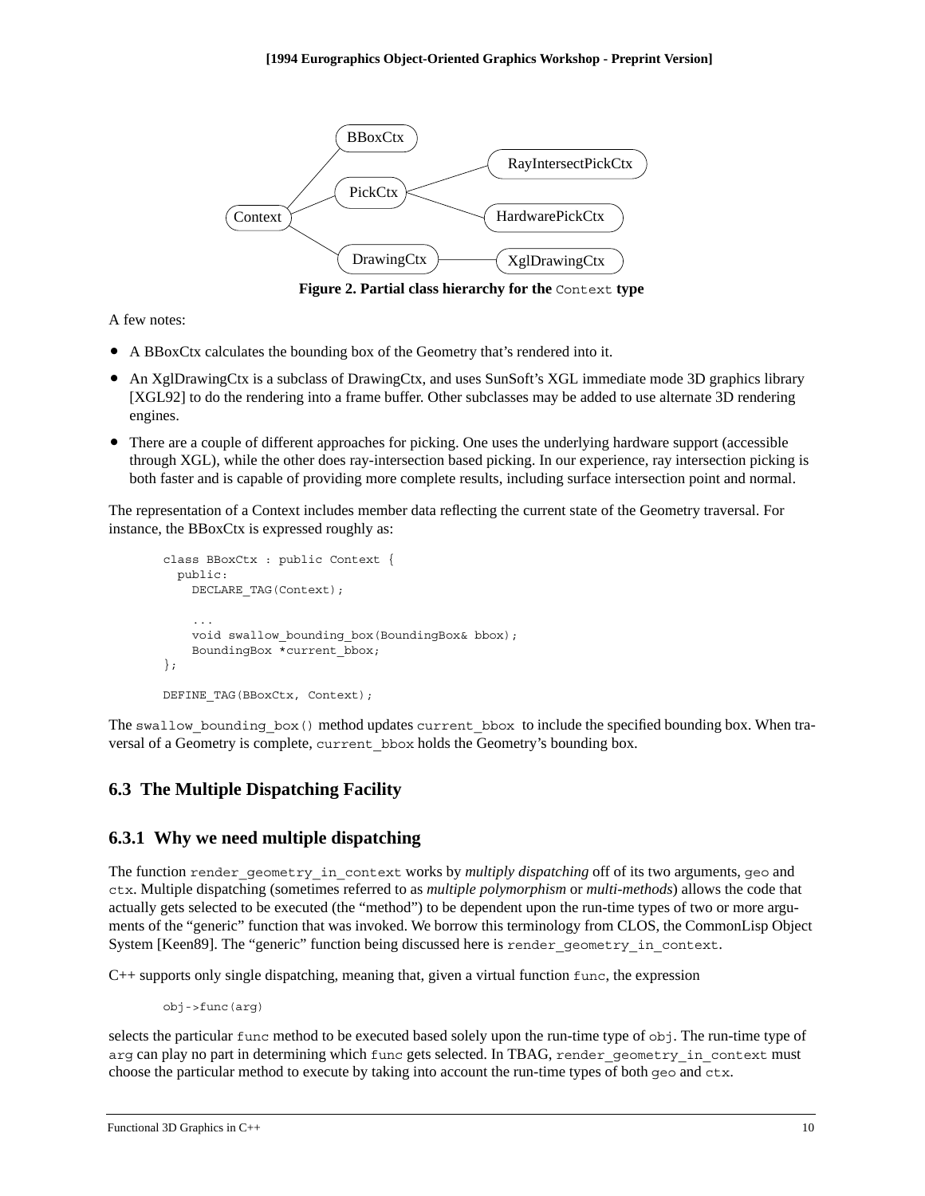Figure 2. Partial class hierarchy for the `Context` type

A few notes:

- A BBoxCtx calculates the bounding box of the Geometry that's rendered into it.
- An XglDrawingCtx is a subclass of DrawingCtx, and uses SunSoft's XGL immediate mode 3D graphics library [XGL92] to do the rendering into a frame buffer. Other subclasses may be added to use alternate 3D rendering engines.
- There are a couple of different approaches for picking. One uses the underlying hardware support (accessible through XGL), while the other does ray-intersection based picking. In our experience, ray intersection picking is both faster and is capable of providing more complete results, including surface intersection point and normal.

The representation of a Context includes member data reflecting the current state of the Geometry traversal. For instance, the BBoxCtx is expressed roughly as:

```
class BBoxCtx : public Context {
  public:
    DECLARE_TAG(Context);

    ...
    void swallow_bounding_box(BoundingBox& bbox);
    BoundingBox *current_bbox;
};

DEFINE_TAG(BBoxCtx, Context);
```

The `swallow_bounding_box()` method updates `current_bbox` to include the specified bounding box. When traversal of a Geometry is complete, `current_bbox` holds the Geometry's bounding box.

## 6.3 The Multiple Dispatching Facility

### 6.3.1 Why we need multiple dispatching

The function `render_geometry_in_context` works by *multiply dispatching* off of its two arguments, `geo` and `ctx`. Multiple dispatching (sometimes referred to as *multiple polymorphism* or *multi-methods*) allows the code that actually gets selected to be executed (the "method") to be dependent upon the run-time types of two or more arguments of the "generic" function that was invoked. We borrow this terminology from CLOS, the CommonLisp Object System [Keen89]. The "generic" function being discussed here is `render_geometry_in_context`.

C++ supports only single dispatching, meaning that, given a virtual function `func`, the expression

```
obj->func(arg)
```

selects the particular `func` method to be executed based solely upon the run-time type of `obj`. The run-time type of `arg` can play no part in determining which `func` gets selected. In TBAG, `render_geometry_in_context` must choose the particular method to execute by taking into account the run-time types of both `geo` and `ctx`.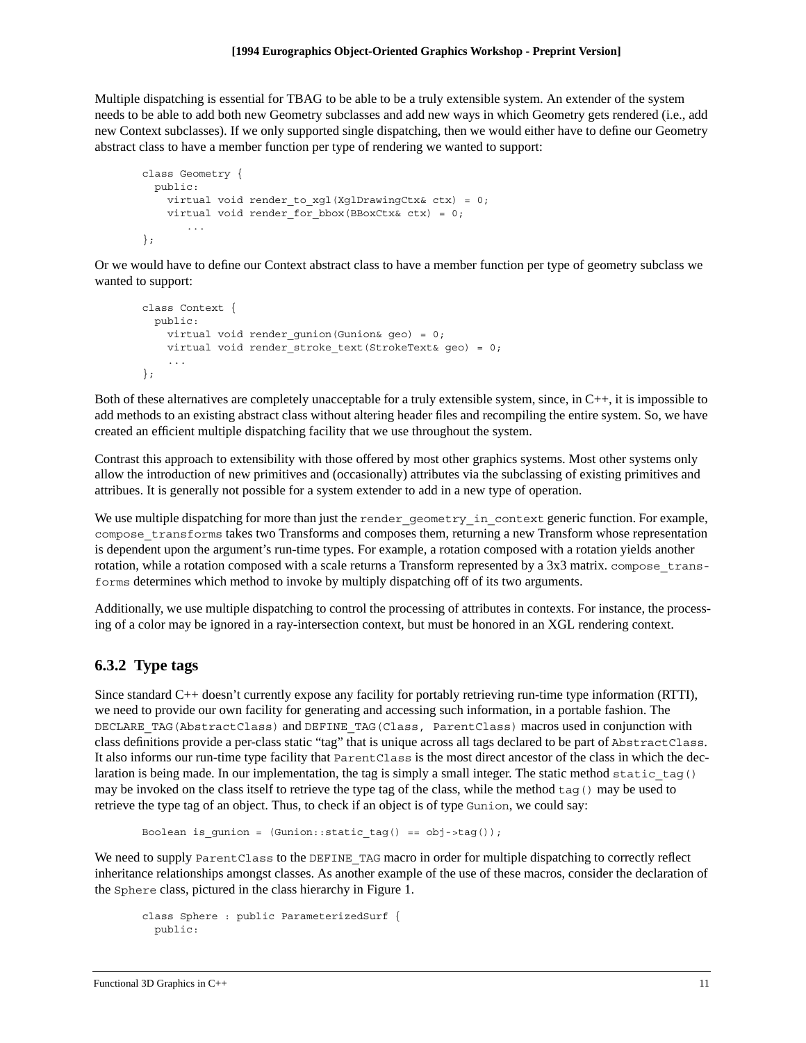Multiple dispatching is essential for TBAG to be able to be a truly extensible system. An extender of the system needs to be able to add both new Geometry subclasses and add new ways in which Geometry gets rendered (i.e., add new Context subclasses). If we only supported single dispatching, then we would either have to define our Geometry abstract class to have a member function per type of rendering we wanted to support:

```
class Geometry {
  public:
    virtual void render_to_xgl(XglDrawingCtx& ctx) = 0;
    virtual void render_for_bbox(BBoxCtx& ctx) = 0;
       ...
};
```

Or we would have to define our Context abstract class to have a member function per type of geometry subclass we wanted to support:

```
class Context {
  public:
    virtual void render_gunion(Gunion& geo) = 0;
    virtual void render_stroke_text(StrokeText& geo) = 0;
    ...
};
```

Both of these alternatives are completely unacceptable for a truly extensible system, since, in C++, it is impossible to add methods to an existing abstract class without altering header files and recompiling the entire system. So, we have created an efficient multiple dispatching facility that we use throughout the system.

Contrast this approach to extensibility with those offered by most other graphics systems. Most other systems only allow the introduction of new primitives and (occasionally) attributes via the subclassing of existing primitives and attribues. It is generally not possible for a system extender to add in a new type of operation.

We use multiple dispatching for more than just the `render_geometry_in_context` generic function. For example, `compose_transforms` takes two Transforms and composes them, returning a new Transform whose representation is dependent upon the argument's run-time types. For example, a rotation composed with a rotation yields another rotation, while a rotation composed with a scale returns a Transform represented by a 3x3 matrix. `compose_transforms` determines which method to invoke by multiply dispatching off of its two arguments.

Additionally, we use multiple dispatching to control the processing of attributes in contexts. For instance, the processing of a color may be ignored in a ray-intersection context, but must be honored in an XGL rendering context.

### 6.3.2 Type tags

Since standard C++ doesn't currently expose any facility for portably retrieving run-time type information (RTTI), we need to provide our own facility for generating and accessing such information, in a portable fashion. The `DECLARE_TAG(AbstractClass)` and `DEFINE_TAG(Class, ParentClass)` macros used in conjunction with class definitions provide a per-class static "tag" that is unique across all tags declared to be part of `AbstractClass`. It also informs our run-time type facility that `ParentClass` is the most direct ancestor of the class in which the declaration is being made. In our implementation, the tag is simply a small integer. The static method `static_tag()` may be invoked on the class itself to retrieve the type tag of the class, while the method `tag()` may be used to retrieve the type tag of an object. Thus, to check if an object is of type `Gunion`, we could say:

```
Boolean is_gunion = (Gunion::static_tag() == obj->tag());
```

We need to supply `ParentClass` to the `DEFINE_TAG` macro in order for multiple dispatching to correctly reflect inheritance relationships amongst classes. As another example of the use of these macros, consider the declaration of the `Sphere` class, pictured in the class hierarchy in Figure 1.

```
class Sphere : public ParameterizedSurf {
  public:
```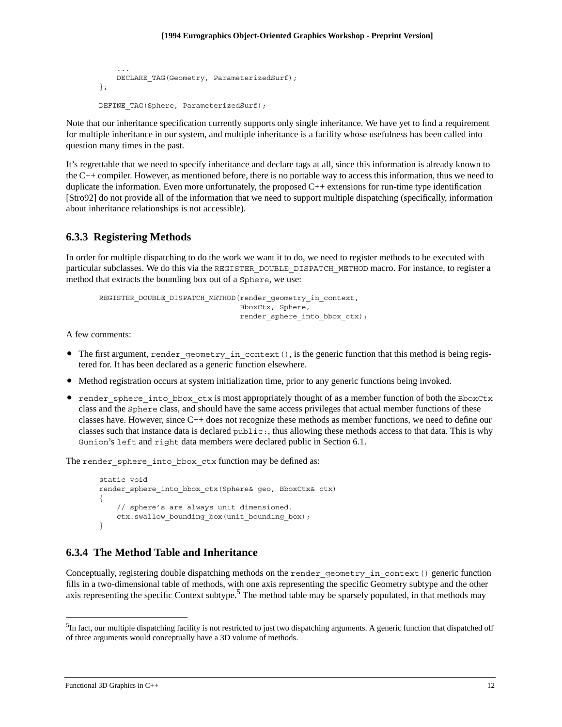```
    ...
    DECLARE_TAG(Geometry, ParameterizedSurf);
};

DEFINE_TAG(Sphere, ParameterizedSurf);
```

Note that our inheritance specification currently supports only single inheritance. We have yet to find a requirement for multiple inheritance in our system, and multiple inheritance is a facility whose usefulness has been called into question many times in the past.

It's regrettable that we need to specify inheritance and declare tags at all, since this information is already known to the C++ compiler. However, as mentioned before, there is no portable way to access this information, thus we need to duplicate the information. Even more unfortunately, the proposed C++ extensions for run-time type identification [Stro92] do not provide all of the information that we need to support multiple dispatching (specifically, information about inheritance relationships is not accessible).

### 6.3.3 Registering Methods

In order for multiple dispatching to do the work we want it to do, we need to register methods to be executed with particular subclasses. We do this via the `REGISTER_DOUBLE_DISPATCH_METHOD` macro. For instance, to register a method that extracts the bounding box out of a `Sphere`, we use:

```
REGISTER_DOUBLE_DISPATCH_METHOD(render_geometry_in_context,
                                BboxCtx, Sphere,
                                render_sphere_into_bbox_ctx);
```

A few comments:

- The first argument, `render_geometry_in_context()`, is the generic function that this method is being registered for. It has been declared as a generic function elsewhere.
- Method registration occurs at system initialization time, prior to any generic functions being invoked.
- `render_sphere_into_bbox_ctx` is most appropriately thought of as a member function of both the `BboxCtx` class and the `Sphere` class, and should have the same access privileges that actual member functions of these classes have. However, since C++ does not recognize these methods as member functions, we need to define our classes such that instance data is declared `public:`, thus allowing these methods access to that data. This is why `Gunion`'s `left` and `right` data members were declared public in Section 6.1.

The `render_sphere_into_bbox_ctx` function may be defined as:

```
static void
render_sphere_into_bbox_ctx(Sphere& geo, BboxCtx& ctx)
{
    // sphere's are always unit dimensioned.
    ctx.swallow_bounding_box(unit_bounding_box);
}
```

### 6.3.4 The Method Table and Inheritance

Conceptually, registering double dispatching methods on the `render_geometry_in_context()` generic function fills in a two-dimensional table of methods, with one axis representing the specific Geometry subtype and the other axis representing the specific Context subtype.[5] The method table may be sparsely populated, in that methods may

[5] In fact, our multiple dispatching facility is not restricted to just two dispatching arguments. A generic function that dispatched off of three arguments would conceptually have a 3D volume of methods.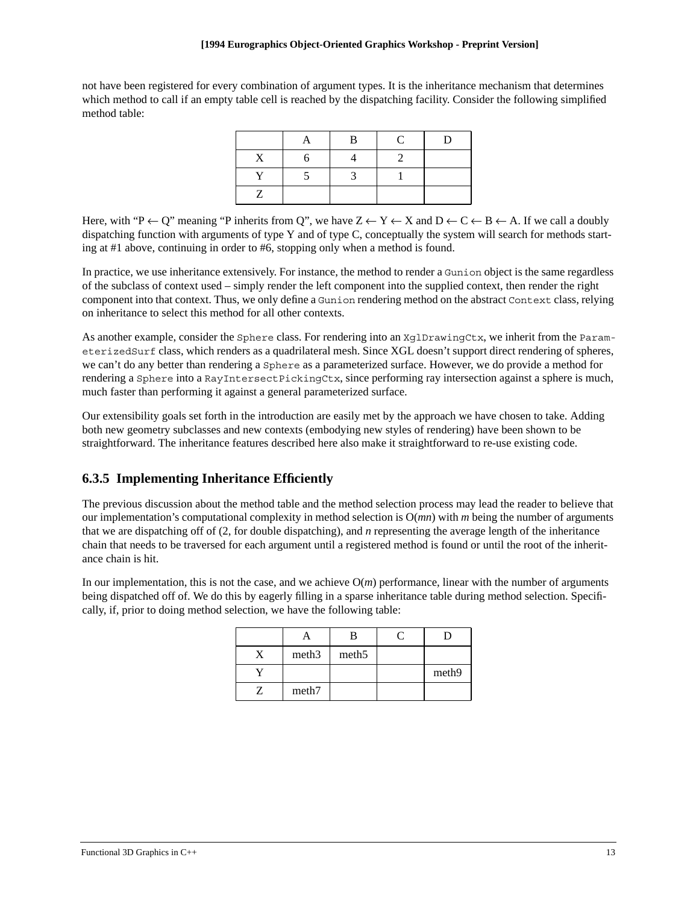not have been registered for every combination of argument types. It is the inheritance mechanism that determines which method to call if an empty table cell is reached by the dispatching facility. Consider the following simplified method table:

| | A | B | C | D |
|---|---|---|---|---|
| X | 6 | 4 | 2 | |
| Y | 5 | 3 | 1 | |
| Z | | | | |

Here, with "P ← Q" meaning "P inherits from Q", we have Z ← Y ← X and D ← C ← B ← A. If we call a doubly dispatching function with arguments of type Y and of type C, conceptually the system will search for methods starting at #1 above, continuing in order to #6, stopping only when a method is found.

In practice, we use inheritance extensively. For instance, the method to render a `Gunion` object is the same regardless of the subclass of context used – simply render the left component into the supplied context, then render the right component into that context. Thus, we only define a `Gunion` rendering method on the abstract `Context` class, relying on inheritance to select this method for all other contexts.

As another example, consider the `Sphere` class. For rendering into an `XglDrawingCtx`, we inherit from the `ParameterizedSurf` class, which renders as a quadrilateral mesh. Since XGL doesn't support direct rendering of spheres, we can't do any better than rendering a `Sphere` as a parameterized surface. However, we do provide a method for rendering a `Sphere` into a `RayIntersectPickingCtx`, since performing ray intersection against a sphere is much, much faster than performing it against a general parameterized surface.

Our extensibility goals set forth in the introduction are easily met by the approach we have chosen to take. Adding both new geometry subclasses and new contexts (embodying new styles of rendering) have been shown to be straightforward. The inheritance features described here also make it straightforward to re-use existing code.

### 6.3.5 Implementing Inheritance Efficiently

The previous discussion about the method table and the method selection process may lead the reader to believe that our implementation's computational complexity in method selection is $O(mn)$ with $m$ being the number of arguments that we are dispatching off of (2, for double dispatching), and $n$ representing the average length of the inheritance chain that needs to be traversed for each argument until a registered method is found or until the root of the inheritance chain is hit.

In our implementation, this is not the case, and we achieve $O(m)$ performance, linear with the number of arguments being dispatched off of. We do this by eagerly filling in a sparse inheritance table during method selection. Specifically, if, prior to doing method selection, we have the following table:

| | A | B | C | D |
|---|---|---|---|---|
| X | meth3 | meth5 | | |
| Y | | | | meth9 |
| Z | meth7 | | | |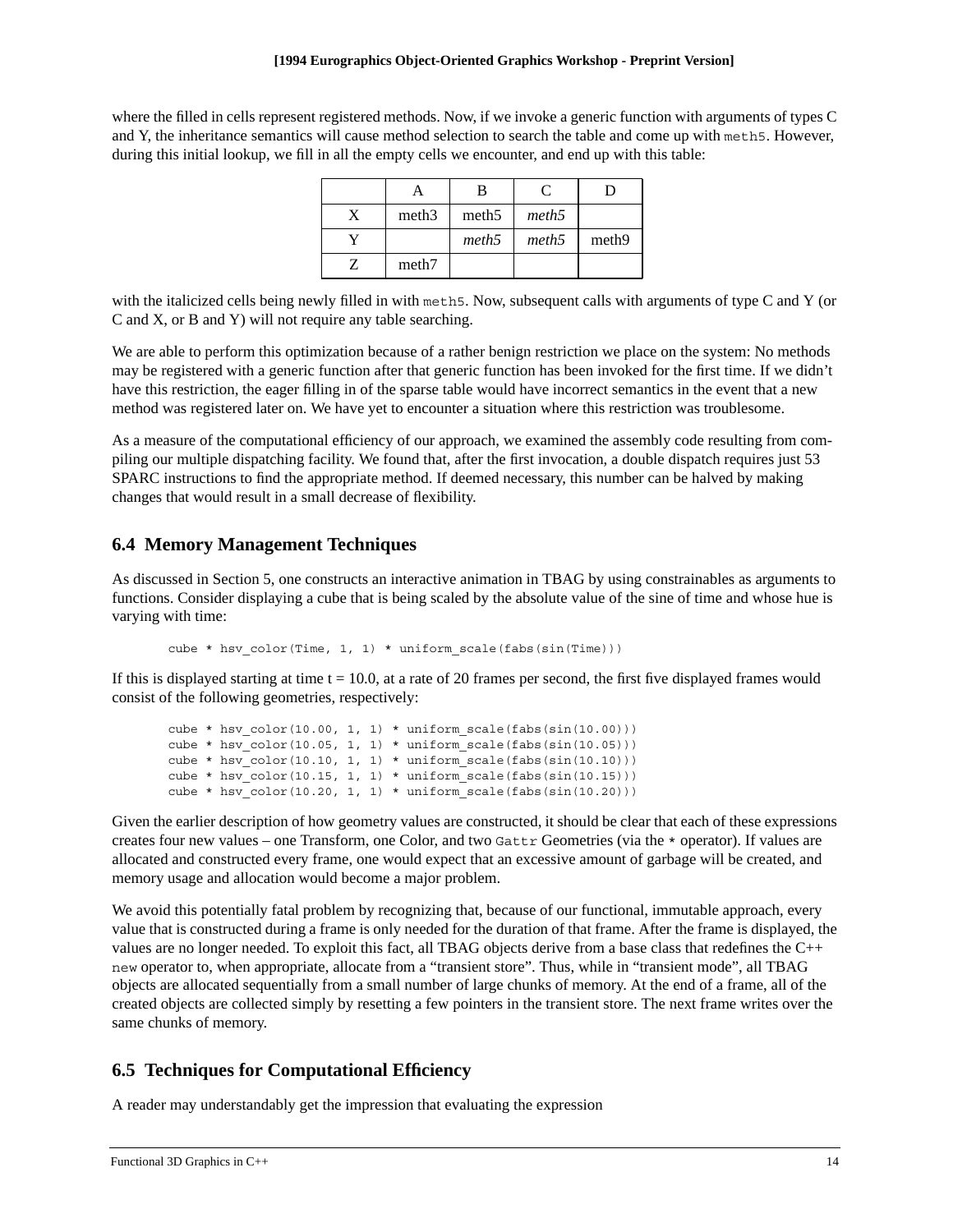where the filled in cells represent registered methods. Now, if we invoke a generic function with arguments of types C and Y, the inheritance semantics will cause method selection to search the table and come up with `meth5`. However, during this initial lookup, we fill in all the empty cells we encounter, and end up with this table:

| | A | B | C | D |
|---|---|---|---|---|
| X | meth3 | meth5 | *meth5* | |
| Y | | *meth5* | *meth5* | meth9 |
| Z | meth7 | | | |

with the italicized cells being newly filled in with `meth5`. Now, subsequent calls with arguments of type C and Y (or C and X, or B and Y) will not require any table searching.

We are able to perform this optimization because of a rather benign restriction we place on the system: No methods may be registered with a generic function after that generic function has been invoked for the first time. If we didn't have this restriction, the eager filling in of the sparse table would have incorrect semantics in the event that a new method was registered later on. We have yet to encounter a situation where this restriction was troublesome.

As a measure of the computational efficiency of our approach, we examined the assembly code resulting from compiling our multiple dispatching facility. We found that, after the first invocation, a double dispatch requires just 53 SPARC instructions to find the appropriate method. If deemed necessary, this number can be halved by making changes that would result in a small decrease of flexibility.

## 6.4 Memory Management Techniques

As discussed in Section 5, one constructs an interactive animation in TBAG by using constrainables as arguments to functions. Consider displaying a cube that is being scaled by the absolute value of the sine of time and whose hue is varying with time:

```
cube * hsv_color(Time, 1, 1) * uniform_scale(fabs(sin(Time)))
```

If this is displayed starting at time t = 10.0, at a rate of 20 frames per second, the first five displayed frames would consist of the following geometries, respectively:

```
cube * hsv_color(10.00, 1, 1) * uniform_scale(fabs(sin(10.00)))
cube * hsv_color(10.05, 1, 1) * uniform_scale(fabs(sin(10.05)))
cube * hsv_color(10.10, 1, 1) * uniform_scale(fabs(sin(10.10)))
cube * hsv_color(10.15, 1, 1) * uniform_scale(fabs(sin(10.15)))
cube * hsv_color(10.20, 1, 1) * uniform_scale(fabs(sin(10.20)))
```

Given the earlier description of how geometry values are constructed, it should be clear that each of these expressions creates four new values – one Transform, one Color, and two `Gattr` Geometries (via the `*` operator). If values are allocated and constructed every frame, one would expect that an excessive amount of garbage will be created, and memory usage and allocation would become a major problem.

We avoid this potentially fatal problem by recognizing that, because of our functional, immutable approach, every value that is constructed during a frame is only needed for the duration of that frame. After the frame is displayed, the values are no longer needed. To exploit this fact, all TBAG objects derive from a base class that redefines the C++ `new` operator to, when appropriate, allocate from a "transient store". Thus, while in "transient mode", all TBAG objects are allocated sequentially from a small number of large chunks of memory. At the end of a frame, all of the created objects are collected simply by resetting a few pointers in the transient store. The next frame writes over the same chunks of memory.

## 6.5 Techniques for Computational Efficiency

A reader may understandably get the impression that evaluating the expression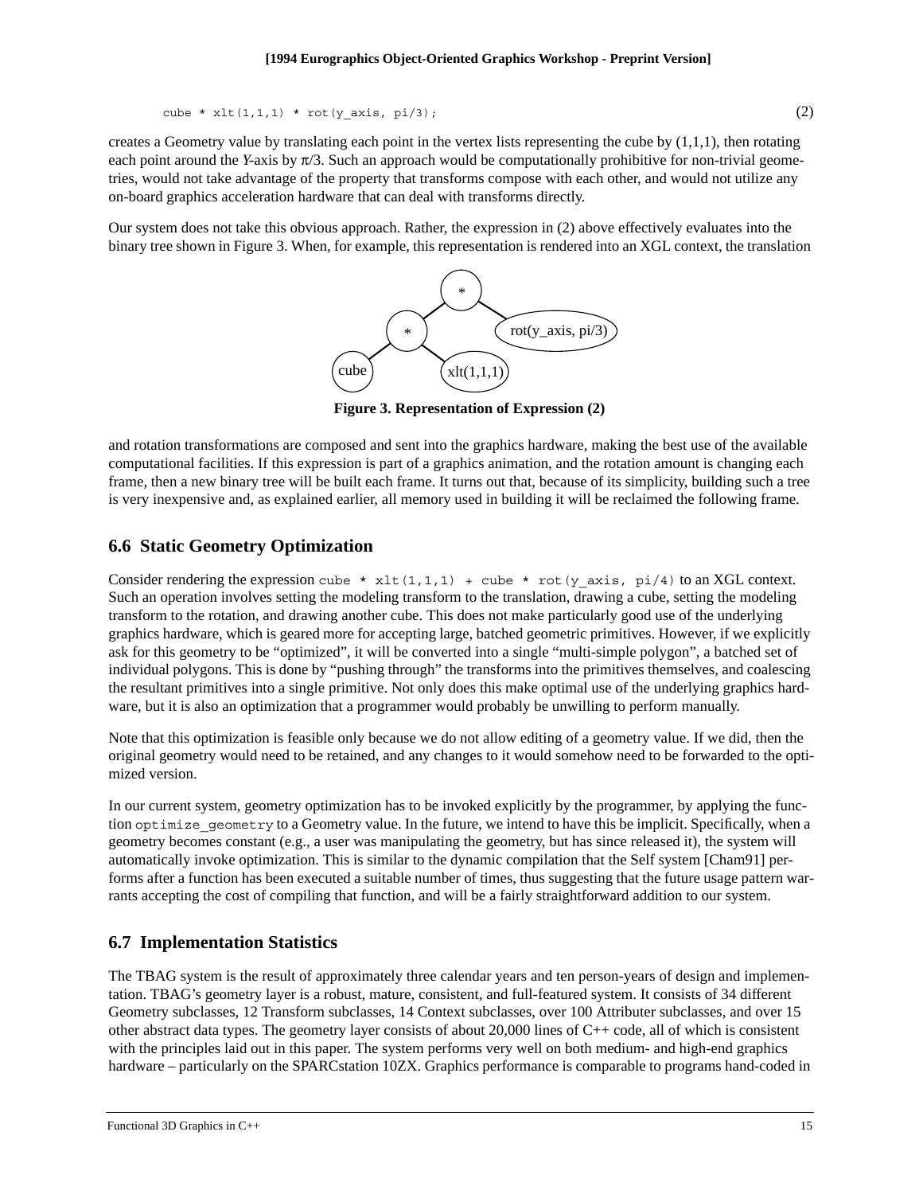```
cube * xlt(1,1,1) * rot(y_axis, pi/3);                                    (2)
```

creates a Geometry value by translating each point in the vertex lists representing the cube by (1,1,1), then rotating each point around the *Y*-axis by $\pi/3$. Such an approach would be computationally prohibitive for non-trivial geometries, would not take advantage of the property that transforms compose with each other, and would not utilize any on-board graphics acceleration hardware that can deal with transforms directly.

Our system does not take this obvious approach. Rather, the expression in (2) above effectively evaluates into the binary tree shown in Figure 3. When, for example, this representation is rendered into an XGL context, the translation

*

*

rot(y_axis, pi/3)

cube

xlt(1,1,1)

**Figure 3. Representation of Expression (2)**

and rotation transformations are composed and sent into the graphics hardware, making the best use of the available computational facilities. If this expression is part of a graphics animation, and the rotation amount is changing each frame, then a new binary tree will be built each frame. It turns out that, because of its simplicity, building such a tree is very inexpensive and, as explained earlier, all memory used in building it will be reclaimed the following frame.

## 6.6 Static Geometry Optimization

Consider rendering the expression `cube * xlt(1,1,1) + cube * rot(y_axis, pi/4)` to an XGL context. Such an operation involves setting the modeling transform to the translation, drawing a cube, setting the modeling transform to the rotation, and drawing another cube. This does not make particularly good use of the underlying graphics hardware, which is geared more for accepting large, batched geometric primitives. However, if we explicitly ask for this geometry to be "optimized", it will be converted into a single "multi-simple polygon", a batched set of individual polygons. This is done by "pushing through" the transforms into the primitives themselves, and coalescing the resultant primitives into a single primitive. Not only does this make optimal use of the underlying graphics hardware, but it is also an optimization that a programmer would probably be unwilling to perform manually.

Note that this optimization is feasible only because we do not allow editing of a geometry value. If we did, then the original geometry would need to be retained, and any changes to it would somehow need to be forwarded to the optimized version.

In our current system, geometry optimization has to be invoked explicitly by the programmer, by applying the function `optimize_geometry` to a Geometry value. In the future, we intend to have this be implicit. Specifically, when a geometry becomes constant (e.g., a user was manipulating the geometry, but has since released it), the system will automatically invoke optimization. This is similar to the dynamic compilation that the Self system [Cham91] performs after a function has been executed a suitable number of times, thus suggesting that the future usage pattern warrants accepting the cost of compiling that function, and will be a fairly straightforward addition to our system.

## 6.7 Implementation Statistics

The TBAG system is the result of approximately three calendar years and ten person-years of design and implementation. TBAG's geometry layer is a robust, mature, consistent, and full-featured system. It consists of 34 different Geometry subclasses, 12 Transform subclasses, 14 Context subclasses, over 100 Attributer subclasses, and over 15 other abstract data types. The geometry layer consists of about 20,000 lines of C++ code, all of which is consistent with the principles laid out in this paper. The system performs very well on both medium- and high-end graphics hardware – particularly on the SPARCstation 10ZX. Graphics performance is comparable to programs hand-coded in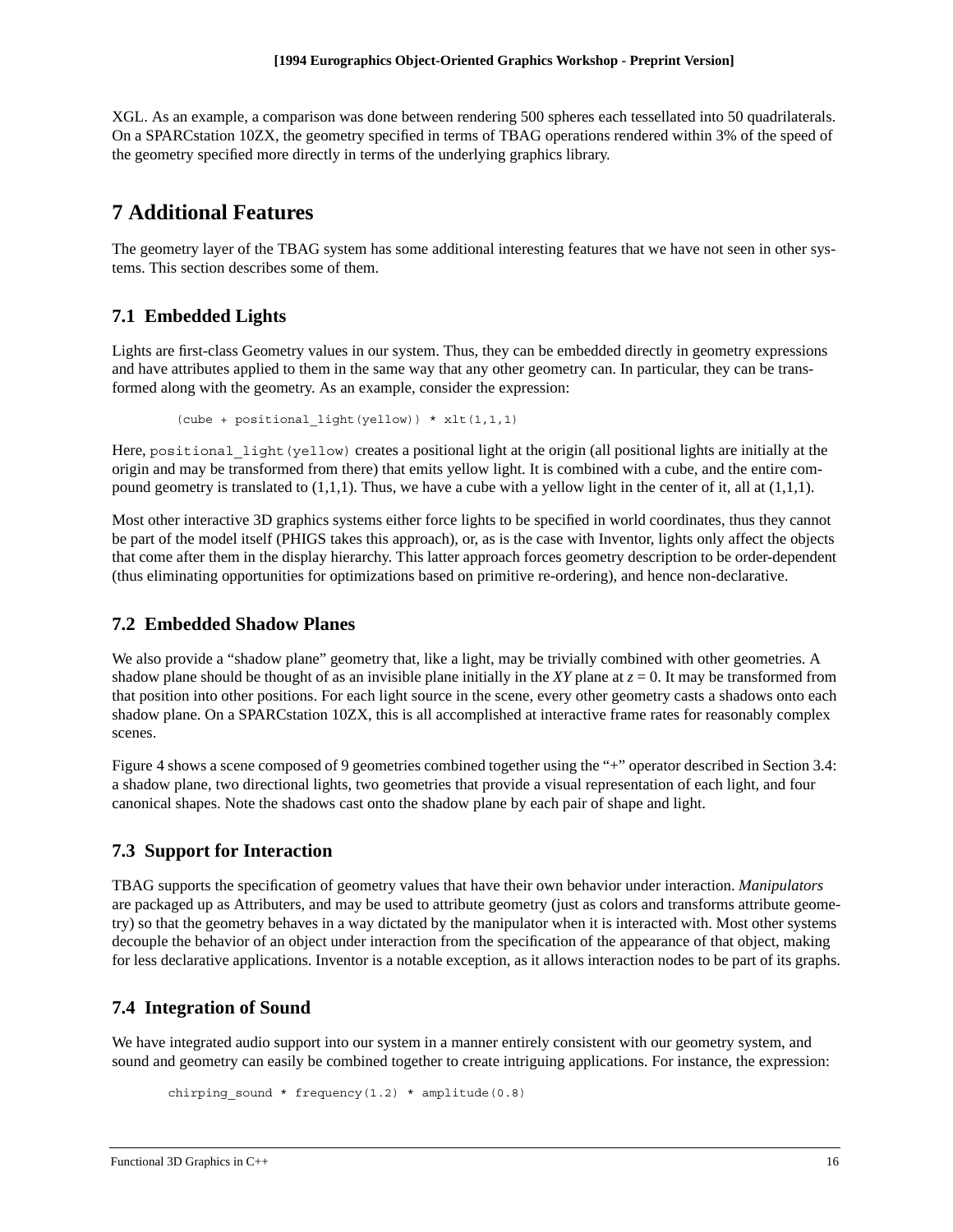XGL. As an example, a comparison was done between rendering 500 spheres each tessellated into 50 quadrilaterals. On a SPARCstation 10ZX, the geometry specified in terms of TBAG operations rendered within 3% of the speed of the geometry specified more directly in terms of the underlying graphics library.

# 7 Additional Features

The geometry layer of the TBAG system has some additional interesting features that we have not seen in other systems. This section describes some of them.

## 7.1 Embedded Lights

Lights are first-class Geometry values in our system. Thus, they can be embedded directly in geometry expressions and have attributes applied to them in the same way that any other geometry can. In particular, they can be transformed along with the geometry. As an example, consider the expression:

```
(cube + positional_light(yellow)) * xlt(1,1,1)
```

Here, `positional_light(yellow)` creates a positional light at the origin (all positional lights are initially at the origin and may be transformed from there) that emits yellow light. It is combined with a cube, and the entire compound geometry is translated to (1,1,1). Thus, we have a cube with a yellow light in the center of it, all at (1,1,1).

Most other interactive 3D graphics systems either force lights to be specified in world coordinates, thus they cannot be part of the model itself (PHIGS takes this approach), or, as is the case with Inventor, lights only affect the objects that come after them in the display hierarchy. This latter approach forces geometry description to be order-dependent (thus eliminating opportunities for optimizations based on primitive re-ordering), and hence non-declarative.

## 7.2 Embedded Shadow Planes

We also provide a “shadow plane” geometry that, like a light, may be trivially combined with other geometries. A shadow plane should be thought of as an invisible plane initially in the *XY* plane at $z = 0$. It may be transformed from that position into other positions. For each light source in the scene, every other geometry casts a shadows onto each shadow plane. On a SPARCstation 10ZX, this is all accomplished at interactive frame rates for reasonably complex scenes.

Figure 4 shows a scene composed of 9 geometries combined together using the “+” operator described in Section 3.4: a shadow plane, two directional lights, two geometries that provide a visual representation of each light, and four canonical shapes. Note the shadows cast onto the shadow plane by each pair of shape and light.

## 7.3 Support for Interaction

TBAG supports the specification of geometry values that have their own behavior under interaction. *Manipulators* are packaged up as Attributers, and may be used to attribute geometry (just as colors and transforms attribute geometry) so that the geometry behaves in a way dictated by the manipulator when it is interacted with. Most other systems decouple the behavior of an object under interaction from the specification of the appearance of that object, making for less declarative applications. Inventor is a notable exception, as it allows interaction nodes to be part of its graphs.

## 7.4 Integration of Sound

We have integrated audio support into our system in a manner entirely consistent with our geometry system, and sound and geometry can easily be combined together to create intriguing applications. For instance, the expression:

```
chirping_sound * frequency(1.2) * amplitude(0.8)
```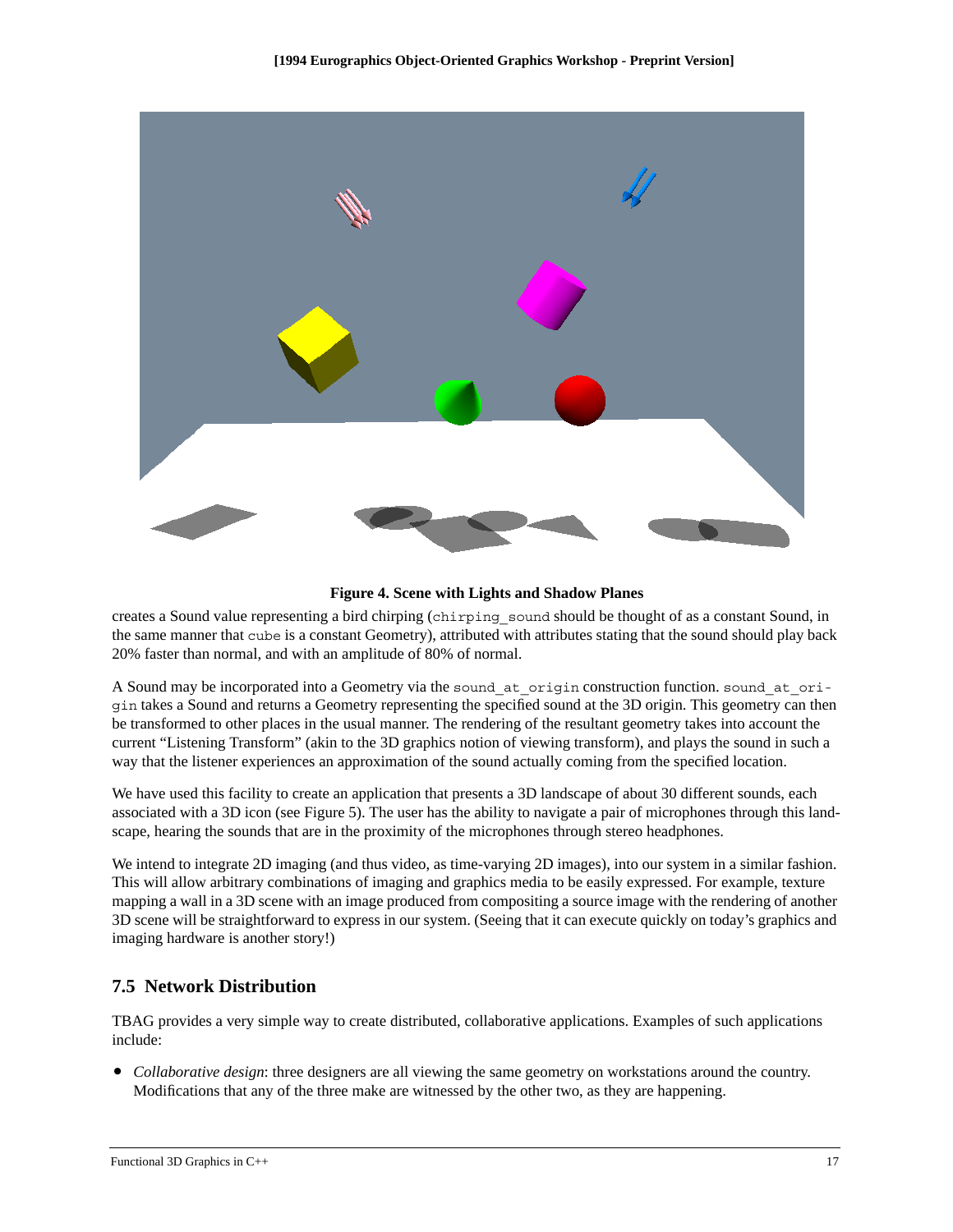**Figure 4. Scene with Lights and Shadow Planes**

creates a Sound value representing a bird chirping (`chirping_sound` should be thought of as a constant Sound, in the same manner that `cube` is a constant Geometry), attributed with attributes stating that the sound should play back 20% faster than normal, and with an amplitude of 80% of normal.

A Sound may be incorporated into a Geometry via the `sound_at_origin` construction function. `sound_at_origin` takes a Sound and returns a Geometry representing the specified sound at the 3D origin. This geometry can then be transformed to other places in the usual manner. The rendering of the resultant geometry takes into account the current "Listening Transform" (akin to the 3D graphics notion of viewing transform), and plays the sound in such a way that the listener experiences an approximation of the sound actually coming from the specified location.

We have used this facility to create an application that presents a 3D landscape of about 30 different sounds, each associated with a 3D icon (see Figure 5). The user has the ability to navigate a pair of microphones through this landscape, hearing the sounds that are in the proximity of the microphones through stereo headphones.

We intend to integrate 2D imaging (and thus video, as time-varying 2D images), into our system in a similar fashion. This will allow arbitrary combinations of imaging and graphics media to be easily expressed. For example, texture mapping a wall in a 3D scene with an image produced from compositing a source image with the rendering of another 3D scene will be straightforward to express in our system. (Seeing that it can execute quickly on today's graphics and imaging hardware is another story!)

## 7.5 Network Distribution

TBAG provides a very simple way to create distributed, collaborative applications. Examples of such applications include:

- *Collaborative design*: three designers are all viewing the same geometry on workstations around the country. Modifications that any of the three make are witnessed by the other two, as they are happening.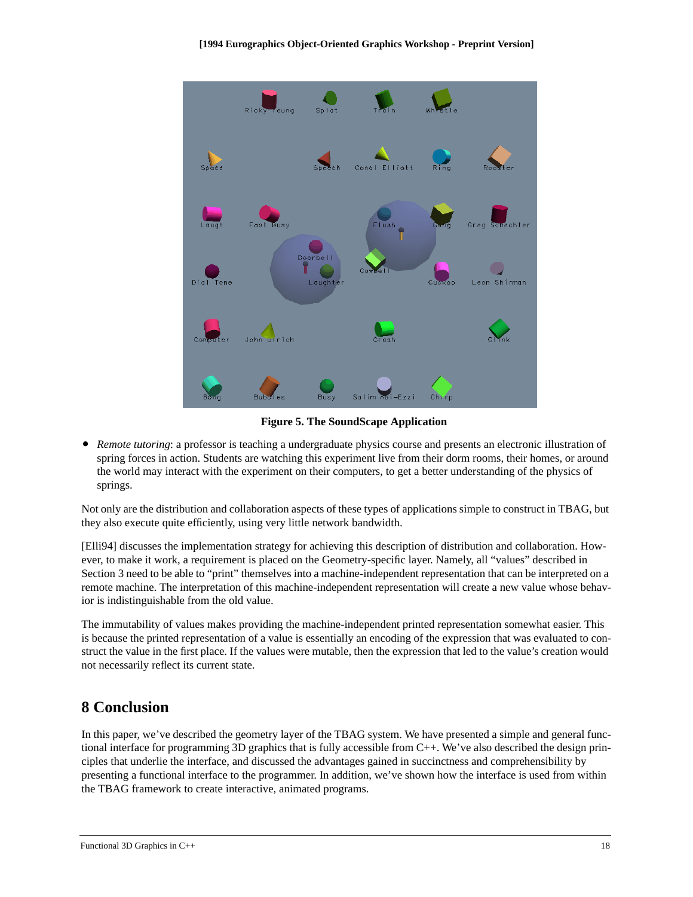**Figure 5. The SoundScape Application**

- *Remote tutoring*: a professor is teaching a undergraduate physics course and presents an electronic illustration of spring forces in action. Students are watching this experiment live from their dorm rooms, their homes, or around the world may interact with the experiment on their computers, to get a better understanding of the physics of springs.

Not only are the distribution and collaboration aspects of these types of applications simple to construct in TBAG, but they also execute quite efficiently, using very little network bandwidth.

[Elli94] discusses the implementation strategy for achieving this description of distribution and collaboration. However, to make it work, a requirement is placed on the Geometry-specific layer. Namely, all "values" described in Section 3 need to "print" themselves into a machine-independent representation that can be interpreted on a remote machine. The interpretation of this machine-independent representation will create a new value whose behavior is indistinguishable from the old value.

The immutability of values makes providing the machine-independent printed representation somewhat easier. This is because the printed representation of a value is essentially an encoding of the expression that was evaluated to construct the value in the first place. If the values were mutable, then the expression that led to the value's creation would not necessarily reflect its current state.

## 8 Conclusion

In this paper, we've described the geometry layer of the TBAG system. We have presented a simple and general functional interface for programming 3D graphics that is fully accessible from C++. We've also described the design principles that underlie the interface, and discussed the advantages gained in succinctness and comprehensibility by presenting a functional interface to the programmer. In addition, we've shown how the interface is used from within the TBAG framework to create interactive, animated programs.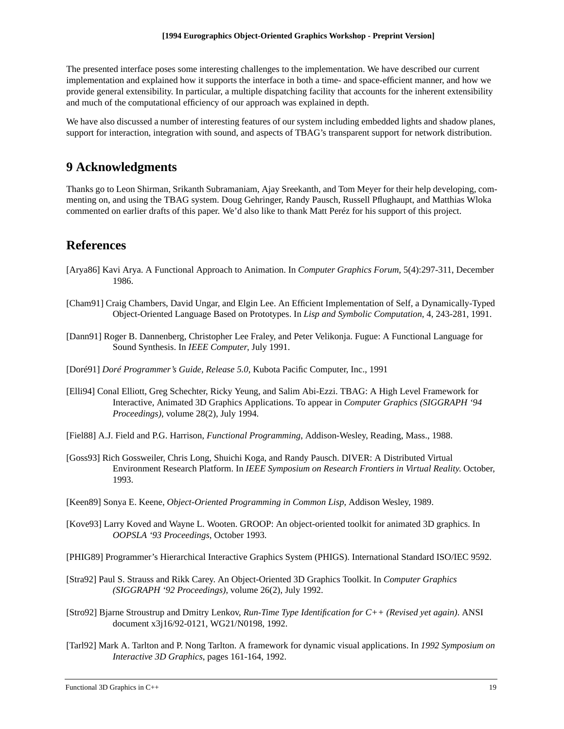The presented interface poses some interesting challenges to the implementation. We have described our current implementation and explained how it supports the interface in both a time- and space-efficient manner, and how we provide general extensibility. In particular, a multiple dispatching facility that accounts for the inherent extensibility and much of the computational efficiency of our approach was explained in depth.

We have also discussed a number of interesting features of our system including embedded lights and shadow planes, support for interaction, integration with sound, and aspects of TBAG's transparent support for network distribution.

## 9 Acknowledgments

Thanks go to Leon Shirman, Srikanth Subramaniam, Ajay Sreekanth, and Tom Meyer for their help developing, commenting on, and using the TBAG system. Doug Gehringer, Randy Pausch, Russell Pflughaupt, and Matthias Wloka commented on earlier drafts of this paper. We'd also like to thank Matt Peréz for his support of this project.

## References

[Arya86] Kavi Arya. A Functional Approach to Animation. In *Computer Graphics Forum*, 5(4):297-311, December 1986.

[Cham91] Craig Chambers, David Ungar, and Elgin Lee. An Efficient Implementation of Self, a Dynamically-Typed Object-Oriented Language Based on Prototypes. In *Lisp and Symbolic Computation*, 4, 243-281, 1991.

[Dann91] Roger B. Dannenberg, Christopher Lee Fraley, and Peter Velikonja. Fugue: A Functional Language for Sound Synthesis. In *IEEE Computer*, July 1991.

[Doré91] *Doré Programmer's Guide, Release 5.0*, Kubota Pacific Computer, Inc., 1991

[Elli94] Conal Elliott, Greg Schechter, Ricky Yeung, and Salim Abi-Ezzi. TBAG: A High Level Framework for Interactive, Animated 3D Graphics Applications. To appear in *Computer Graphics (SIGGRAPH '94 Proceedings)*, volume 28(2), July 1994.

[Fiel88] A.J. Field and P.G. Harrison, *Functional Programming*, Addison-Wesley, Reading, Mass., 1988.

[Goss93] Rich Gossweiler, Chris Long, Shuichi Koga, and Randy Pausch. DIVER: A Distributed Virtual Environment Research Platform. In *IEEE Symposium on Research Frontiers in Virtual Reality.* October, 1993.

[Keen89] Sonya E. Keene, *Object-Oriented Programming in Common Lisp*, Addison Wesley, 1989.

[Kove93] Larry Koved and Wayne L. Wooten. GROOP: An object-oriented toolkit for animated 3D graphics. In *OOPSLA '93 Proceedings*, October 1993.

[PHIG89] Programmer's Hierarchical Interactive Graphics System (PHIGS). International Standard ISO/IEC 9592.

[Stra92] Paul S. Strauss and Rikk Carey. An Object-Oriented 3D Graphics Toolkit. In *Computer Graphics (SIGGRAPH '92 Proceedings)*, volume 26(2), July 1992.

[Stro92] Bjarne Stroustrup and Dmitry Lenkov, *Run-Time Type Identification for C++ (Revised yet again)*. ANSI document x3j16/92-0121, WG21/N0198, 1992.

[Tarl92] Mark A. Tarlton and P. Nong Tarlton. A framework for dynamic visual applications. In *1992 Symposium on Interactive 3D Graphics*, pages 161-164, 1992.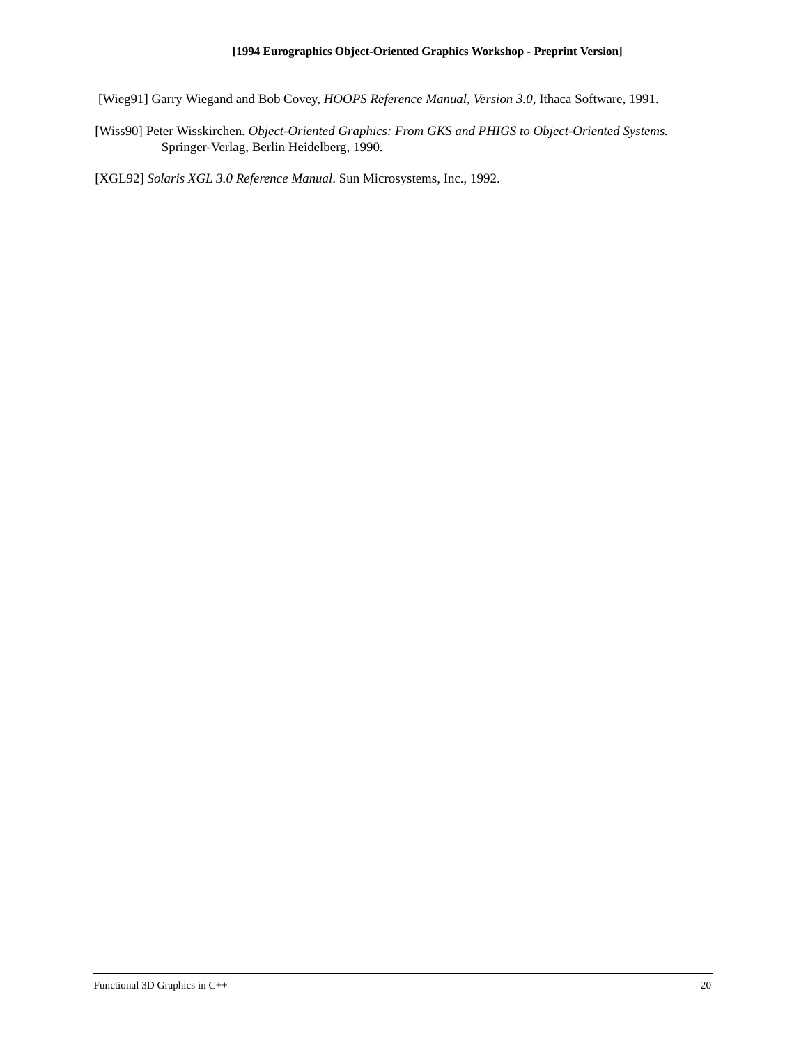[Wieg91] Garry Wiegand and Bob Covey, *HOOPS Reference Manual, Version 3.0,* Ithaca Software, 1991.

[Wiss90] Peter Wisskirchen. *Object-Oriented Graphics: From GKS and PHIGS to Object-Oriented Systems.* Springer-Verlag, Berlin Heidelberg, 1990.

[XGL92] *Solaris XGL 3.0 Reference Manual*. Sun Microsystems, Inc., 1992.